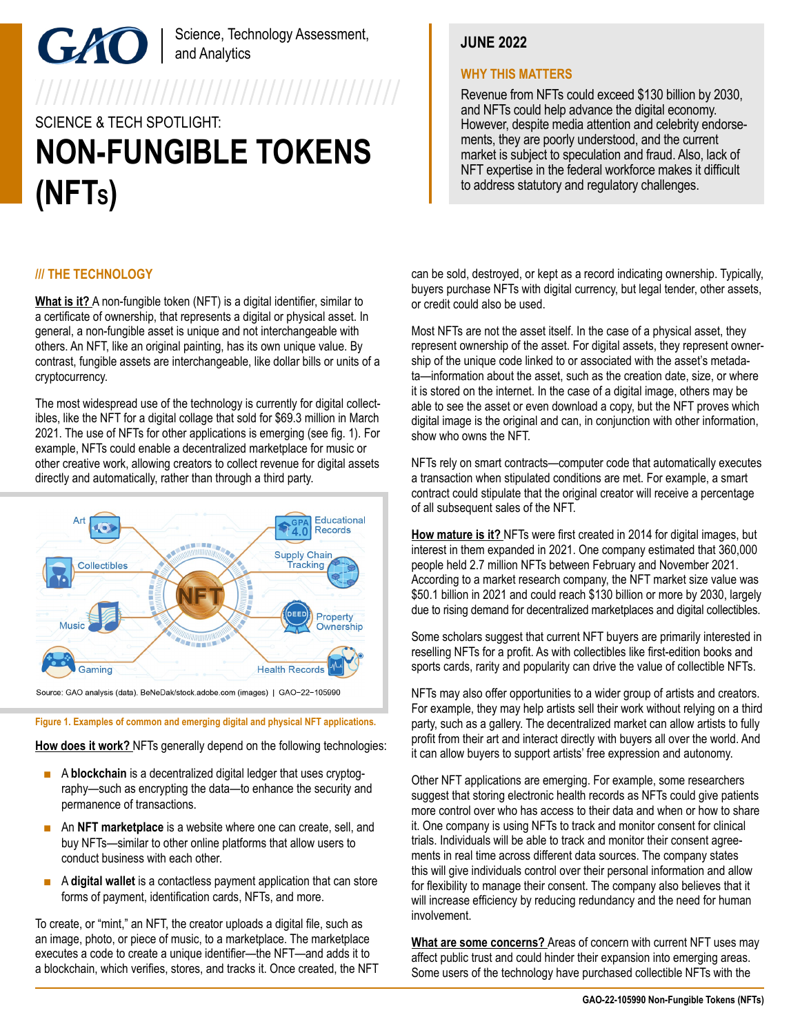GAO | Science, Technology Assessment, and Analytics

SCIENCE & TECH SPOTLIGHT:

# NON-FUNGIBLE TOKENS (NFTs)

**JUNE 2022**

**WHY THIS MATTERS**

Revenue from NFTs could exceed $130 billion by 2030, and NFTs could help advance the digital economy. However, despite media attention and celebrity endorsements, they are poorly understood, and the current market is subject to speculation and fraud. Also, lack of NFT expertise in the federal workforce makes it difficult to address statutory and regulatory challenges.

## /// THE TECHNOLOGY

**What is it?** A non-fungible token (NFT) is a digital identifier, similar to a certificate of ownership, that represents a digital or physical asset. In general, a non-fungible asset is unique and not interchangeable with others. An NFT, like an original painting, has its own unique value. By contrast, fungible assets are interchangeable, like dollar bills or units of a cryptocurrency.

The most widespread use of the technology is currently for digital collectibles, like the NFT for a digital collage that sold for $69.3 million in March 2021. The use of NFTs for other applications is emerging (see fig. 1). For example, NFTs could enable a decentralized marketplace for music or other creative work, allowing creators to collect revenue for digital assets directly and automatically, rather than through a third party.

Art · Collectibles · Music · Gaming · Educational Records · Supply Chain Tracking · Property Ownership · Health Records

Source: GAO analysis (data). BeNeDak/stock.adobe.com (images) | GAO-22-105990

Figure 1. Examples of common and emerging digital and physical NFT applications.

**How does it work?** NFTs generally depend on the following technologies:

- A **blockchain** is a decentralized digital ledger that uses cryptography—such as encrypting the data—to enhance the security and permanence of transactions.
- An **NFT marketplace** is a website where one can create, sell, and buy NFTs—similar to other online platforms that allow users to conduct business with each other.
- A **digital wallet** is a contactless payment application that can store forms of payment, identification cards, NFTs, and more.

To create, or "mint," an NFT, the creator uploads a digital file, such as an image, photo, or piece of music, to a marketplace. The marketplace executes a code to create a unique identifier—the NFT—and adds it to a blockchain, which verifies, stores, and tracks it. Once created, the NFT can be sold, destroyed, or kept as a record indicating ownership. Typically, buyers purchase NFTs with digital currency, but legal tender, other assets, or credit could also be used.

Most NFTs are not the asset itself. In the case of a physical asset, they represent ownership of the asset. For digital assets, they represent ownership of the unique code linked to or associated with the asset's metadata—information about the asset, such as the creation date, size, or where it is stored on the internet. In the case of a digital image, others may be able to see the asset or even download a copy, but the NFT proves which digital image is the original and can, in conjunction with other information, show who owns the NFT.

NFTs rely on smart contracts—computer code that automatically executes a transaction when stipulated conditions are met. For example, a smart contract could stipulate that the original creator will receive a percentage of all subsequent sales of the NFT.

**How mature is it?** NFTs were first created in 2014 for digital images, but interest in them expanded in 2021. One company estimated that 360,000 people held 2.7 million NFTs between February and November 2021. According to a market research company, the NFT market size value was $50.1 billion in 2021 and could reach $130 billion or more by 2030, largely due to rising demand for decentralized marketplaces and digital collectibles.

Some scholars suggest that current NFT buyers are primarily interested in reselling NFTs for a profit. As with collectibles like first-edition books and sports cards, rarity and popularity can drive the value of collectible NFTs.

NFTs may also offer opportunities to a wider group of artists and creators. For example, they may help artists sell their work without relying on a third party, such as a gallery. The decentralized market can allow artists to fully profit from their art and interact directly with buyers all over the world. And it can allow buyers to support artists' free expression and autonomy.

Other NFT applications are emerging. For example, some researchers suggest that storing electronic health records as NFTs could give patients more control over who has access to their data and when or how to share it. One company is using NFTs to track and monitor consent for clinical trials. Individuals will be able to track and monitor their consent agreements in real time across different data sources. The company states this will give individuals control over their personal information and allow for flexibility to manage their consent. The company also believes that it will increase efficiency by reducing redundancy and the need for human involvement.

**What are some concerns?** Areas of concern with current NFT uses may affect public trust and could hinder their expansion into emerging areas. Some users of the technology have purchased collectible NFTs with the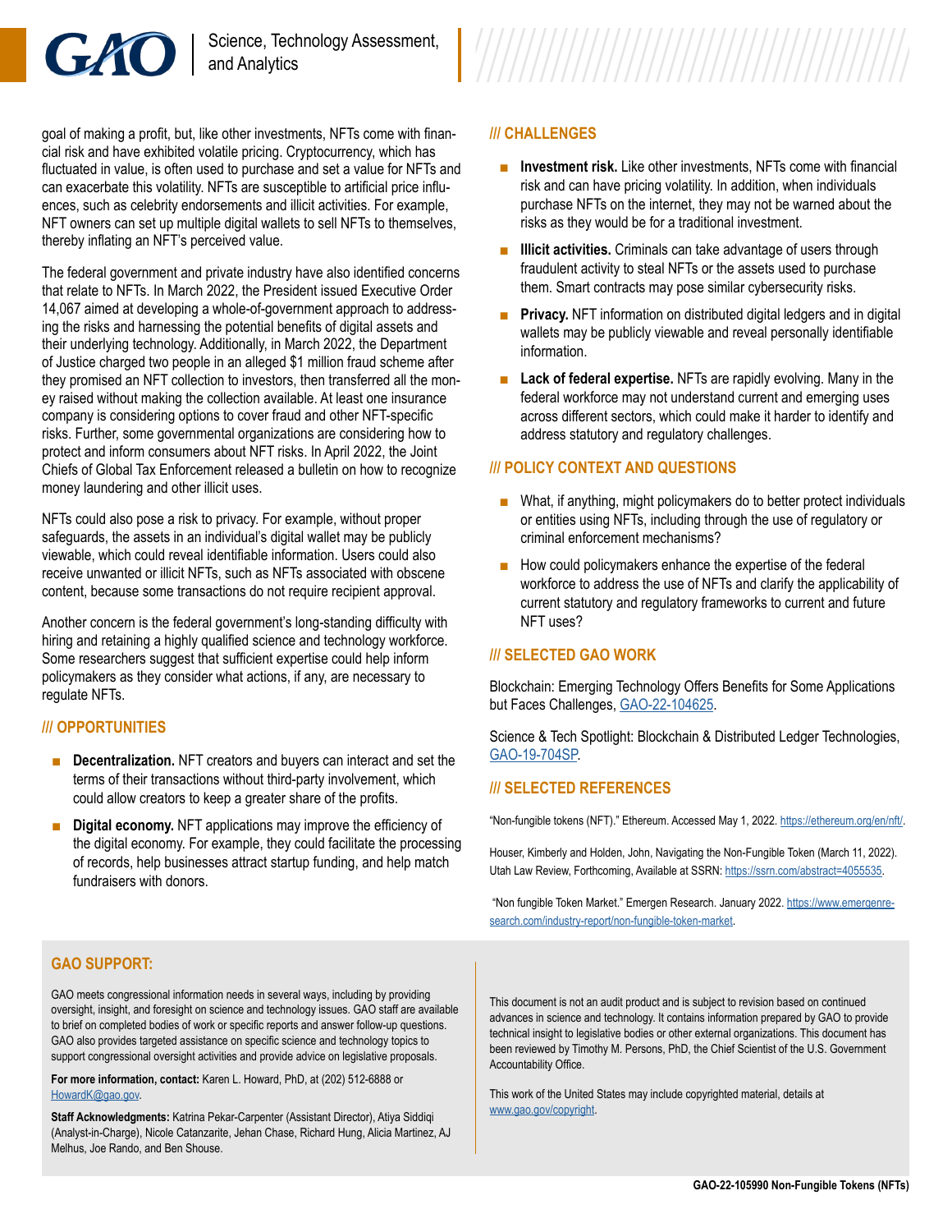goal of making a profit, but, like other investments, NFTs come with financial risk and have exhibited volatile pricing. Cryptocurrency, which has fluctuated in value, is often used to purchase and set a value for NFTs and can exacerbate this volatility. NFTs are susceptible to artificial price influences, such as celebrity endorsements and illicit activities. For example, NFT owners can set up multiple digital wallets to sell NFTs to themselves, thereby inflating an NFT's perceived value.

The federal government and private industry have also identified concerns that relate to NFTs. In March 2022, the President issued Executive Order 14,067 aimed at developing a whole-of-government approach to addressing the risks and harnessing the potential benefits of digital assets and their underlying technology. Additionally, in March 2022, the Department of Justice charged two people in an alleged $1 million fraud scheme after they promised an NFT collection to investors, then transferred all the money raised without making the collection available. At least one insurance company is considering options to cover fraud and other NFT-specific risks. Further, some governmental organizations are considering how to protect and inform consumers about NFT risks. In April 2022, the Joint Chiefs of Global Tax Enforcement released a bulletin on how to recognize money laundering and other illicit uses.

NFTs could also pose a risk to privacy. For example, without proper safeguards, the assets in an individual's digital wallet may be publicly viewable, which could reveal identifiable information. Users could also receive unwanted or illicit NFTs, such as NFTs associated with obscene content, because some transactions do not require recipient approval.

Another concern is the federal government's long-standing difficulty with hiring and retaining a highly qualified science and technology workforce. Some researchers suggest that sufficient expertise could help inform policymakers as they consider what actions, if any, are necessary to regulate NFTs.

## /// OPPORTUNITIES

- **Decentralization.** NFT creators and buyers can interact and set the terms of their transactions without third-party involvement, which could allow creators to keep a greater share of the profits.
- **Digital economy.** NFT applications may improve the efficiency of the digital economy. For example, they could facilitate the processing of records, help businesses attract startup funding, and help match fundraisers with donors.

## /// CHALLENGES

- **Investment risk.** Like other investments, NFTs come with financial risk and can have pricing volatility. In addition, when individuals purchase NFTs on the internet, they may not be warned about the risks as they would be for a traditional investment.
- **Illicit activities.** Criminals can take advantage of users through fraudulent activity to steal NFTs or the assets used to purchase them. Smart contracts may pose similar cybersecurity risks.
- **Privacy.** NFT information on distributed digital ledgers and in digital wallets may be publicly viewable and reveal personally identifiable information.
- **Lack of federal expertise.** NFTs are rapidly evolving. Many in the federal workforce may not understand current and emerging uses across different sectors, which could make it harder to identify and address statutory and regulatory challenges.

## /// POLICY CONTEXT AND QUESTIONS

- What, if anything, might policymakers do to better protect individuals or entities using NFTs, including through the use of regulatory or criminal enforcement mechanisms?
- How could policymakers enhance the expertise of the federal workforce to address the use of NFTs and clarify the applicability of current statutory and regulatory frameworks to current and future NFT uses?

## /// SELECTED GAO WORK

Blockchain: Emerging Technology Offers Benefits for Some Applications but Faces Challenges, GAO-22-104625.

Science & Tech Spotlight: Blockchain & Distributed Ledger Technologies, GAO-19-704SP.

## /// SELECTED REFERENCES

"Non-fungible tokens (NFT)." Ethereum. Accessed May 1, 2022. https://ethereum.org/en/nft/.

Houser, Kimberly and Holden, John, Navigating the Non-Fungible Token (March 11, 2022). Utah Law Review, Forthcoming, Available at SSRN: https://ssrn.com/abstract=4055535.

"Non fungible Token Market." Emergen Research. January 2022. https://www.emergenresearch.com/industry-report/non-fungible-token-market.

## GAO SUPPORT:

GAO meets congressional information needs in several ways, including by providing oversight, insight, and foresight on science and technology issues. GAO staff are available to brief on completed bodies of work or specific reports and answer follow-up questions. GAO also provides targeted assistance on specific science and technology topics to support congressional oversight activities and provide advice on legislative proposals.

**For more information, contact:** Karen L. Howard, PhD, at (202) 512-6888 or HowardK@gao.gov.

**Staff Acknowledgments:** Katrina Pekar-Carpenter (Assistant Director), Atiya Siddiqi (Analyst-in-Charge), Nicole Catanzarite, Jehan Chase, Richard Hung, Alicia Martinez, AJ Melhus, Joe Rando, and Ben Shouse.

This document is not an audit product and is subject to revision based on continued advances in science and technology. It contains information prepared by GAO to provide technical insight to legislative bodies or other external organizations. This document has been reviewed by Timothy M. Persons, PhD, the Chief Scientist of the U.S. Government Accountability Office.

This work of the United States may include copyrighted material, details at www.gao.gov/copyright.